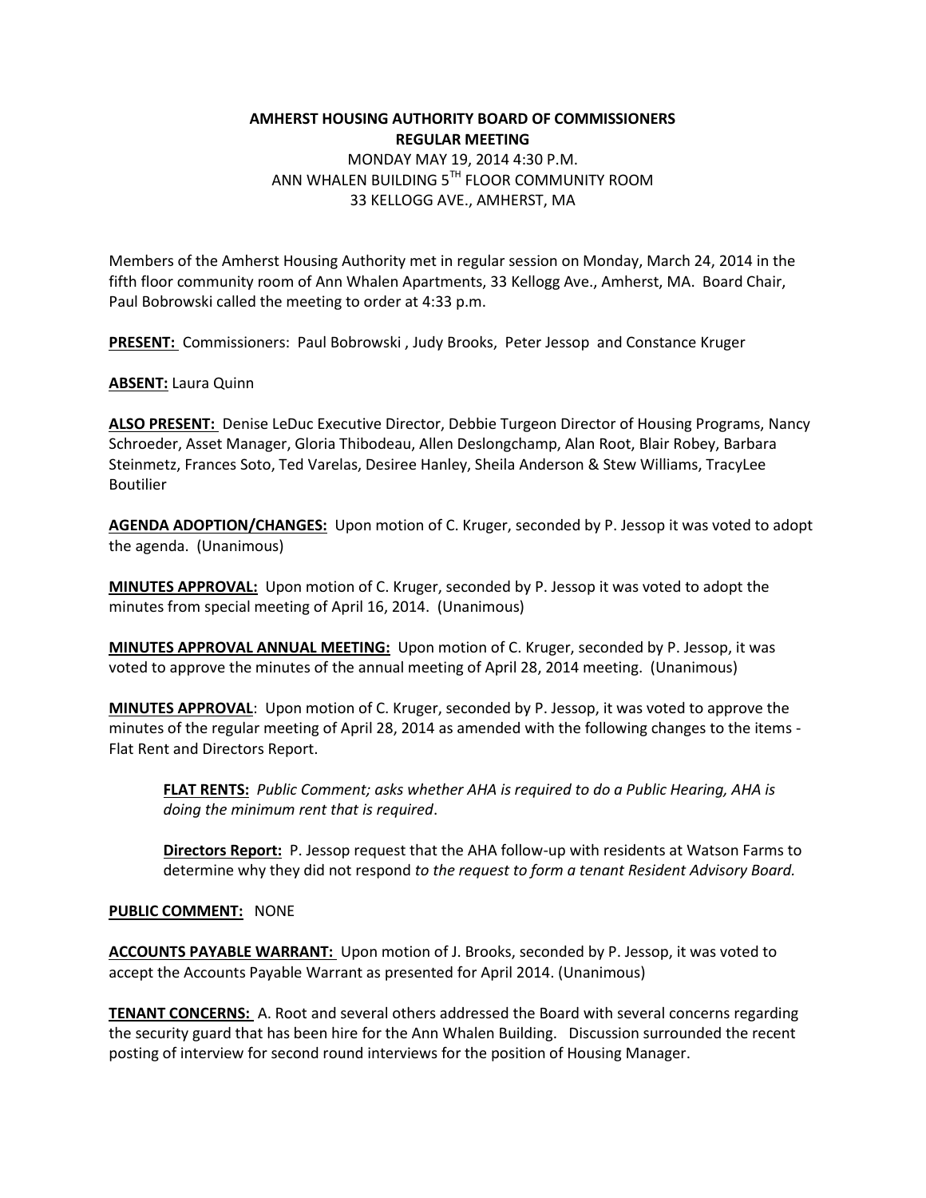**AMHERST HOUSING AUTHORITY BOARD OF COMMISSIONERS**
**REGULAR MEETING**
MONDAY MAY 19, 2014 4:30 P.M.
ANN WHALEN BUILDING 5TH FLOOR COMMUNITY ROOM
33 KELLOGG AVE., AMHERST, MA

Members of the Amherst Housing Authority met in regular session on Monday, March 24, 2014 in the fifth floor community room of Ann Whalen Apartments, 33 Kellogg Ave., Amherst, MA. Board Chair, Paul Bobrowski called the meeting to order at 4:33 p.m.

**PRESENT:** Commissioners: Paul Bobrowski , Judy Brooks, Peter Jessop and Constance Kruger

**ABSENT:** Laura Quinn

**ALSO PRESENT:** Denise LeDuc Executive Director, Debbie Turgeon Director of Housing Programs, Nancy Schroeder, Asset Manager, Gloria Thibodeau, Allen Deslongchamp, Alan Root, Blair Robey, Barbara Steinmetz, Frances Soto, Ted Varelas, Desiree Hanley, Sheila Anderson & Stew Williams, TracyLee Boutilier

**AGENDA ADOPTION/CHANGES:** Upon motion of C. Kruger, seconded by P. Jessop it was voted to adopt the agenda. (Unanimous)

**MINUTES APPROVAL:** Upon motion of C. Kruger, seconded by P. Jessop it was voted to adopt the minutes from special meeting of April 16, 2014. (Unanimous)

**MINUTES APPROVAL ANNUAL MEETING:** Upon motion of C. Kruger, seconded by P. Jessop, it was voted to approve the minutes of the annual meeting of April 28, 2014 meeting. (Unanimous)

**MINUTES APPROVAL**: Upon motion of C. Kruger, seconded by P. Jessop, it was voted to approve the minutes of the regular meeting of April 28, 2014 as amended with the following changes to the items - Flat Rent and Directors Report.

> **FLAT RENTS:** *Public Comment; asks whether AHA is required to do a Public Hearing, AHA is doing the minimum rent that is required*.
>
> **Directors Report:** P. Jessop request that the AHA follow-up with residents at Watson Farms to determine why they did not respond *to the request to form a tenant Resident Advisory Board.*

**PUBLIC COMMENT:** NONE

**ACCOUNTS PAYABLE WARRANT:** Upon motion of J. Brooks, seconded by P. Jessop, it was voted to accept the Accounts Payable Warrant as presented for April 2014. (Unanimous)

**TENANT CONCERNS:** A. Root and several others addressed the Board with several concerns regarding the security guard that has been hire for the Ann Whalen Building. Discussion surrounded the recent posting of interview for second round interviews for the position of Housing Manager.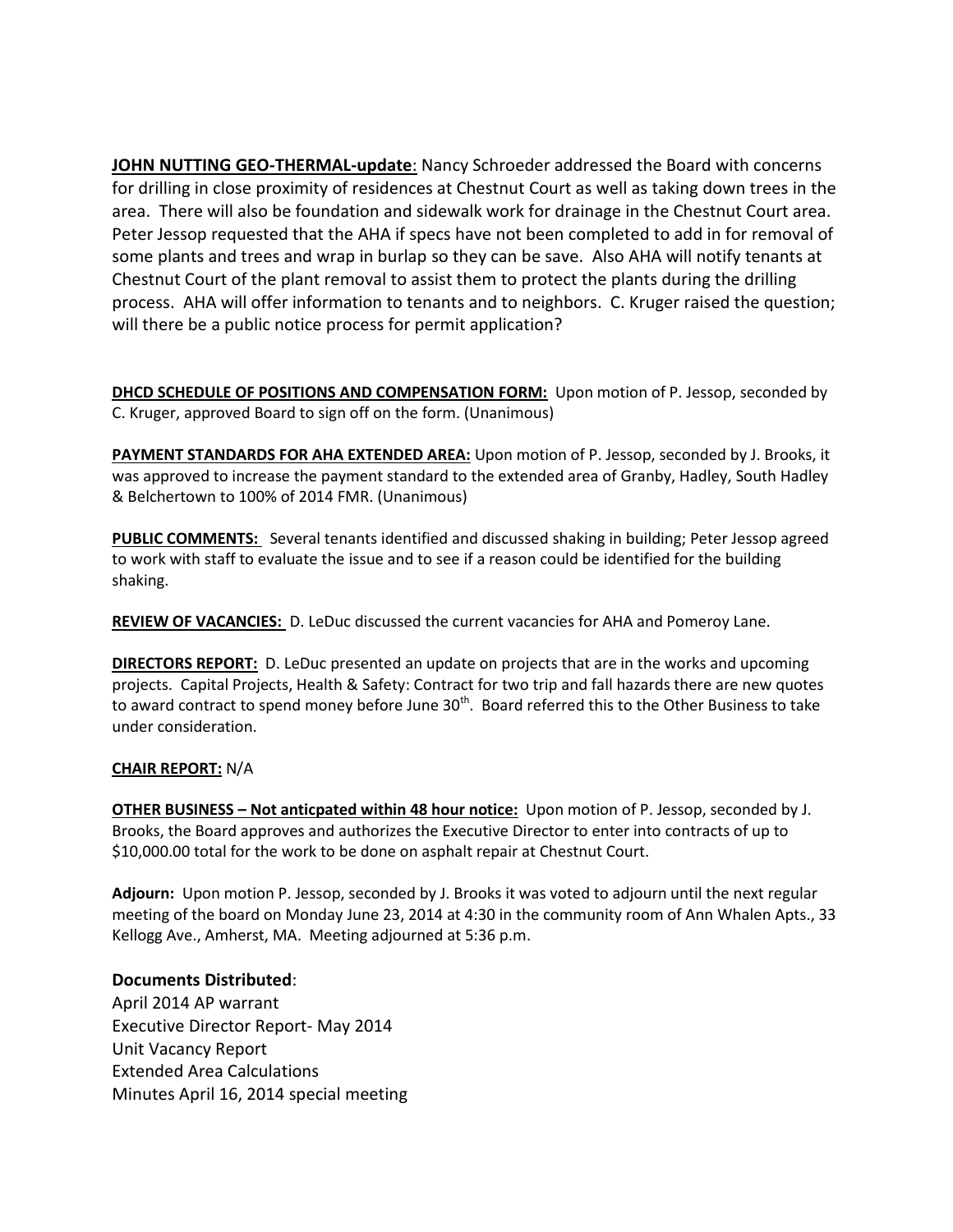**JOHN NUTTING GEO-THERMAL-update**: Nancy Schroeder addressed the Board with concerns for drilling in close proximity of residences at Chestnut Court as well as taking down trees in the area. There will also be foundation and sidewalk work for drainage in the Chestnut Court area. Peter Jessop requested that the AHA if specs have not been completed to add in for removal of some plants and trees and wrap in burlap so they can be save. Also AHA will notify tenants at Chestnut Court of the plant removal to assist them to protect the plants during the drilling process. AHA will offer information to tenants and to neighbors. C. Kruger raised the question; will there be a public notice process for permit application?

**DHCD SCHEDULE OF POSITIONS AND COMPENSATION FORM:** Upon motion of P. Jessop, seconded by C. Kruger, approved Board to sign off on the form. (Unanimous)

**PAYMENT STANDARDS FOR AHA EXTENDED AREA:** Upon motion of P. Jessop, seconded by J. Brooks, it was approved to increase the payment standard to the extended area of Granby, Hadley, South Hadley & Belchertown to 100% of 2014 FMR. (Unanimous)

**PUBLIC COMMENTS:** Several tenants identified and discussed shaking in building; Peter Jessop agreed to work with staff to evaluate the issue and to see if a reason could be identified for the building shaking.

**REVIEW OF VACANCIES:** D. LeDuc discussed the current vacancies for AHA and Pomeroy Lane.

**DIRECTORS REPORT:** D. LeDuc presented an update on projects that are in the works and upcoming projects. Capital Projects, Health & Safety: Contract for two trip and fall hazards there are new quotes to award contract to spend money before June 30th. Board referred this to the Other Business to take under consideration.

**CHAIR REPORT:** N/A

**OTHER BUSINESS – Not anticpated within 48 hour notice:** Upon motion of P. Jessop, seconded by J. Brooks, the Board approves and authorizes the Executive Director to enter into contracts of up to $10,000.00 total for the work to be done on asphalt repair at Chestnut Court.

**Adjourn:** Upon motion P. Jessop, seconded by J. Brooks it was voted to adjourn until the next regular meeting of the board on Monday June 23, 2014 at 4:30 in the community room of Ann Whalen Apts., 33 Kellogg Ave., Amherst, MA. Meeting adjourned at 5:36 p.m.

**Documents Distributed**:
April 2014 AP warrant
Executive Director Report- May 2014
Unit Vacancy Report
Extended Area Calculations
Minutes April 16, 2014 special meeting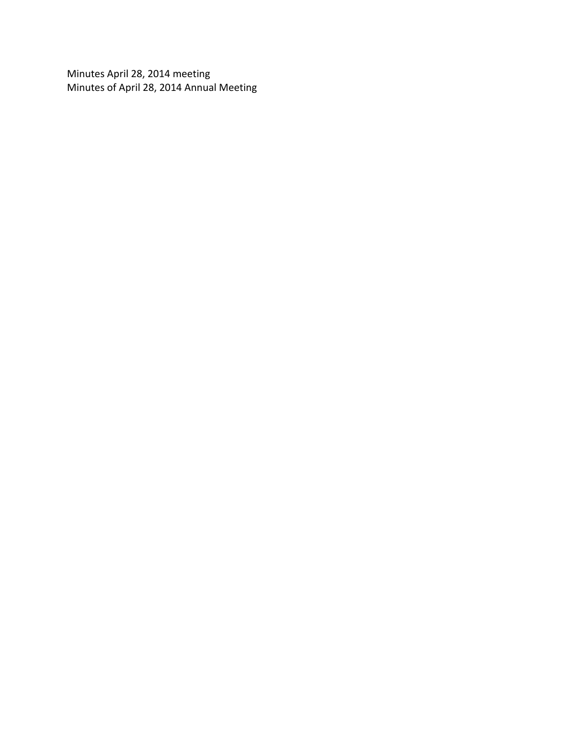Minutes April 28, 2014 meeting
Minutes of April 28, 2014 Annual Meeting